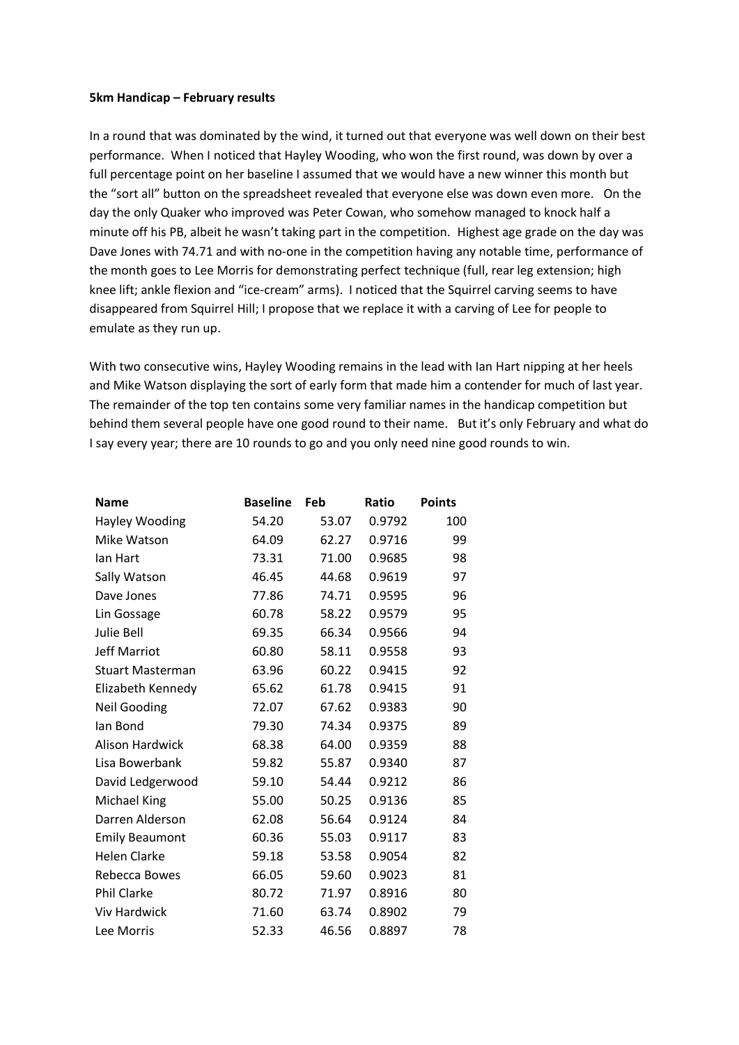**5km Handicap – February results**

In a round that was dominated by the wind, it turned out that everyone was well down on their best performance. When I noticed that Hayley Wooding, who won the first round, was down by over a full percentage point on her baseline I assumed that we would have a new winner this month but the "sort all" button on the spreadsheet revealed that everyone else was down even more. On the day the only Quaker who improved was Peter Cowan, who somehow managed to knock half a minute off his PB, albeit he wasn't taking part in the competition. Highest age grade on the day was Dave Jones with 74.71 and with no-one in the competition having any notable time, performance of the month goes to Lee Morris for demonstrating perfect technique (full, rear leg extension; high knee lift; ankle flexion and "ice-cream" arms). I noticed that the Squirrel carving seems to have disappeared from Squirrel Hill; I propose that we replace it with a carving of Lee for people to emulate as they run up.

With two consecutive wins, Hayley Wooding remains in the lead with Ian Hart nipping at her heels and Mike Watson displaying the sort of early form that made him a contender for much of last year. The remainder of the top ten contains some very familiar names in the handicap competition but behind them several people have one good round to their name. But it's only February and what do I say every year; there are 10 rounds to go and you only need nine good rounds to win.

| Name | Baseline | Feb | Ratio | Points |
|---|---|---|---|---|
| Hayley Wooding | 54.20 | 53.07 | 0.9792 | 100 |
| Mike Watson | 64.09 | 62.27 | 0.9716 | 99 |
| Ian Hart | 73.31 | 71.00 | 0.9685 | 98 |
| Sally Watson | 46.45 | 44.68 | 0.9619 | 97 |
| Dave Jones | 77.86 | 74.71 | 0.9595 | 96 |
| Lin Gossage | 60.78 | 58.22 | 0.9579 | 95 |
| Julie Bell | 69.35 | 66.34 | 0.9566 | 94 |
| Jeff Marriot | 60.80 | 58.11 | 0.9558 | 93 |
| Stuart Masterman | 63.96 | 60.22 | 0.9415 | 92 |
| Elizabeth Kennedy | 65.62 | 61.78 | 0.9415 | 91 |
| Neil Gooding | 72.07 | 67.62 | 0.9383 | 90 |
| Ian Bond | 79.30 | 74.34 | 0.9375 | 89 |
| Alison Hardwick | 68.38 | 64.00 | 0.9359 | 88 |
| Lisa Bowerbank | 59.82 | 55.87 | 0.9340 | 87 |
| David Ledgerwood | 59.10 | 54.44 | 0.9212 | 86 |
| Michael King | 55.00 | 50.25 | 0.9136 | 85 |
| Darren Alderson | 62.08 | 56.64 | 0.9124 | 84 |
| Emily Beaumont | 60.36 | 55.03 | 0.9117 | 83 |
| Helen Clarke | 59.18 | 53.58 | 0.9054 | 82 |
| Rebecca Bowes | 66.05 | 59.60 | 0.9023 | 81 |
| Phil Clarke | 80.72 | 71.97 | 0.8916 | 80 |
| Viv Hardwick | 71.60 | 63.74 | 0.8902 | 79 |
| Lee Morris | 52.33 | 46.56 | 0.8897 | 78 |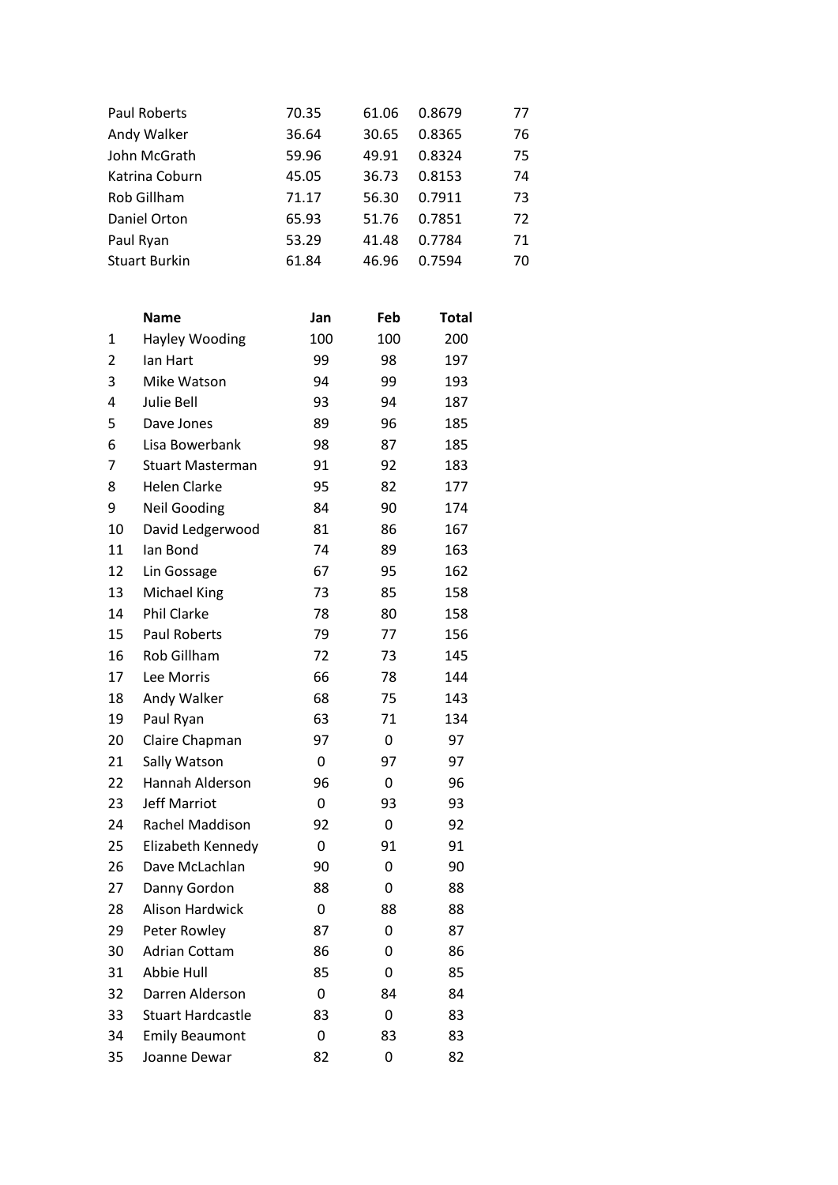| | | | |
|---|---|---|---|
| Paul Roberts | 70.35 | 61.06 | 0.8679 | 77 |
| Andy Walker | 36.64 | 30.65 | 0.8365 | 76 |
| John McGrath | 59.96 | 49.91 | 0.8324 | 75 |
| Katrina Coburn | 45.05 | 36.73 | 0.8153 | 74 |
| Rob Gillham | 71.17 | 56.30 | 0.7911 | 73 |
| Daniel Orton | 65.93 | 51.76 | 0.7851 | 72 |
| Paul Ryan | 53.29 | 41.48 | 0.7784 | 71 |
| Stuart Burkin | 61.84 | 46.96 | 0.7594 | 70 |

| | Name | Jan | Feb | Total |
|---|---|---|---|---|
| 1 | Hayley Wooding | 100 | 100 | 200 |
| 2 | Ian Hart | 99 | 98 | 197 |
| 3 | Mike Watson | 94 | 99 | 193 |
| 4 | Julie Bell | 93 | 94 | 187 |
| 5 | Dave Jones | 89 | 96 | 185 |
| 6 | Lisa Bowerbank | 98 | 87 | 185 |
| 7 | Stuart Masterman | 91 | 92 | 183 |
| 8 | Helen Clarke | 95 | 82 | 177 |
| 9 | Neil Gooding | 84 | 90 | 174 |
| 10 | David Ledgerwood | 81 | 86 | 167 |
| 11 | Ian Bond | 74 | 89 | 163 |
| 12 | Lin Gossage | 67 | 95 | 162 |
| 13 | Michael King | 73 | 85 | 158 |
| 14 | Phil Clarke | 78 | 80 | 158 |
| 15 | Paul Roberts | 79 | 77 | 156 |
| 16 | Rob Gillham | 72 | 73 | 145 |
| 17 | Lee Morris | 66 | 78 | 144 |
| 18 | Andy Walker | 68 | 75 | 143 |
| 19 | Paul Ryan | 63 | 71 | 134 |
| 20 | Claire Chapman | 97 | 0 | 97 |
| 21 | Sally Watson | 0 | 97 | 97 |
| 22 | Hannah Alderson | 96 | 0 | 96 |
| 23 | Jeff Marriot | 0 | 93 | 93 |
| 24 | Rachel Maddison | 92 | 0 | 92 |
| 25 | Elizabeth Kennedy | 0 | 91 | 91 |
| 26 | Dave McLachlan | 90 | 0 | 90 |
| 27 | Danny Gordon | 88 | 0 | 88 |
| 28 | Alison Hardwick | 0 | 88 | 88 |
| 29 | Peter Rowley | 87 | 0 | 87 |
| 30 | Adrian Cottam | 86 | 0 | 86 |
| 31 | Abbie Hull | 85 | 0 | 85 |
| 32 | Darren Alderson | 0 | 84 | 84 |
| 33 | Stuart Hardcastle | 83 | 0 | 83 |
| 34 | Emily Beaumont | 0 | 83 | 83 |
| 35 | Joanne Dewar | 82 | 0 | 82 |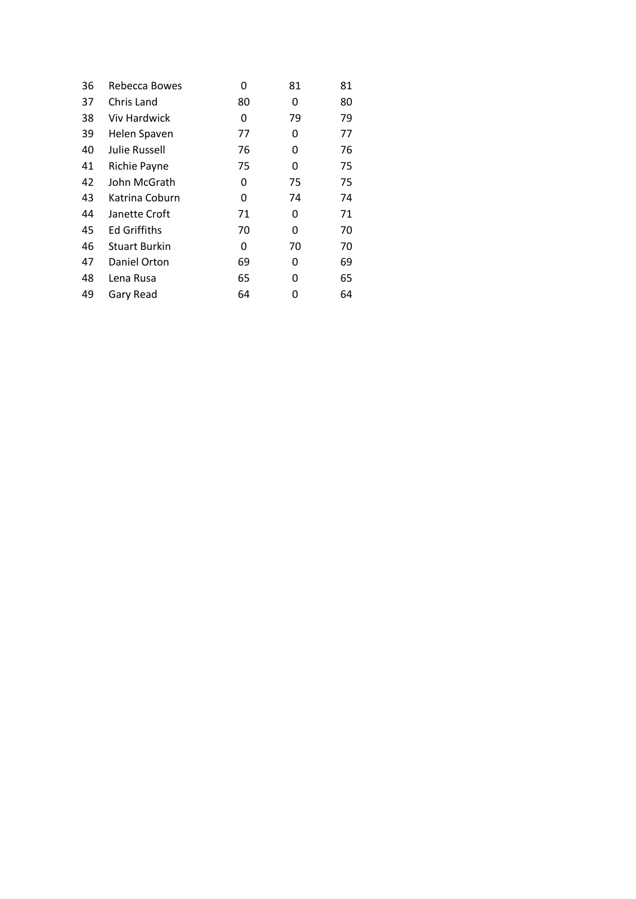| | | | | |
|---|---|---|---|---|
| 36 | Rebecca Bowes | 0 | 81 | 81 |
| 37 | Chris Land | 80 | 0 | 80 |
| 38 | Viv Hardwick | 0 | 79 | 79 |
| 39 | Helen Spaven | 77 | 0 | 77 |
| 40 | Julie Russell | 76 | 0 | 76 |
| 41 | Richie Payne | 75 | 0 | 75 |
| 42 | John McGrath | 0 | 75 | 75 |
| 43 | Katrina Coburn | 0 | 74 | 74 |
| 44 | Janette Croft | 71 | 0 | 71 |
| 45 | Ed Griffiths | 70 | 0 | 70 |
| 46 | Stuart Burkin | 0 | 70 | 70 |
| 47 | Daniel Orton | 69 | 0 | 69 |
| 48 | Lena Rusa | 65 | 0 | 65 |
| 49 | Gary Read | 64 | 0 | 64 |